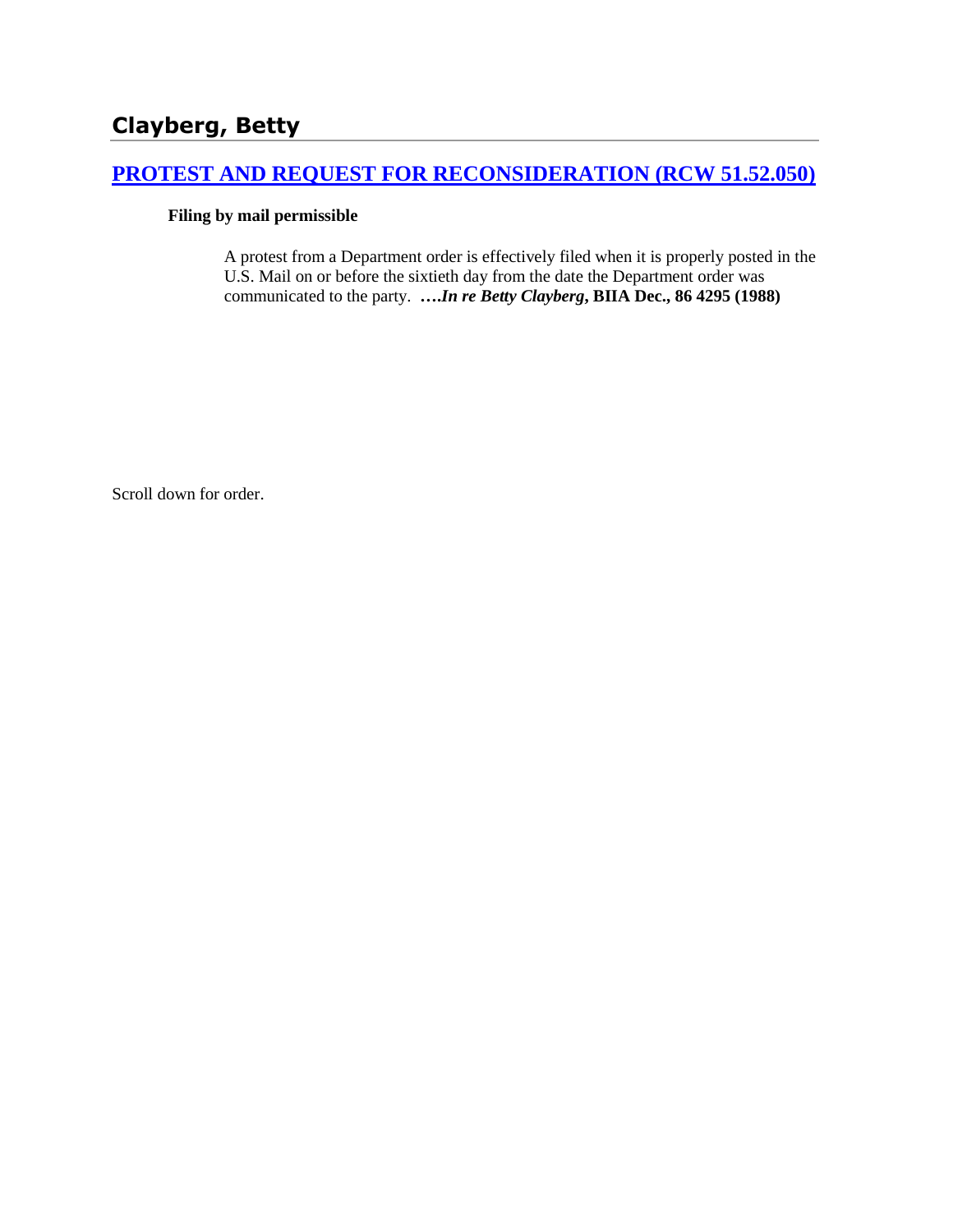## Clayberg, Betty

### [PROTEST AND REQUEST FOR RECONSIDERATION (RCW 51.52.050)]

**Filing by mail permissible**

> A protest from a Department order is effectively filed when it is properly posted in the U.S. Mail on or before the sixtieth day from the date the Department order was communicated to the party. **….*In re Betty Clayberg*, BIIA Dec., 86 4295 (1988)**

Scroll down for order.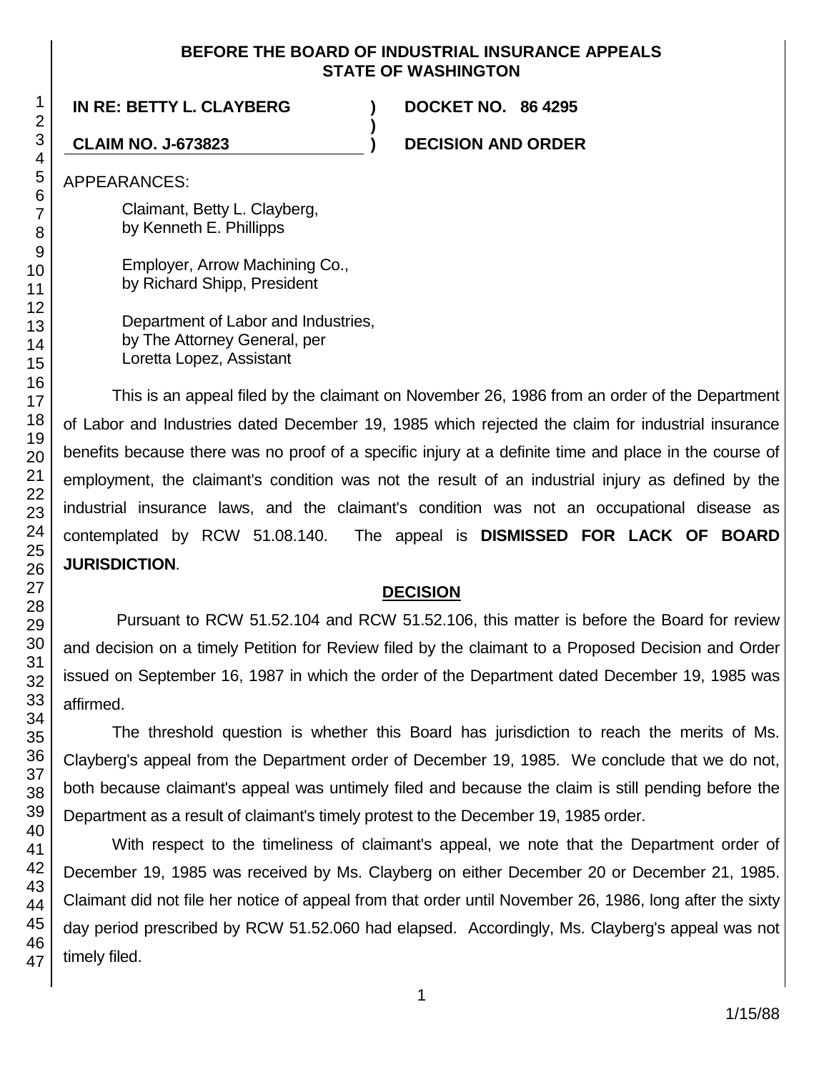**BEFORE THE BOARD OF INDUSTRIAL INSURANCE APPEALS**
**STATE OF WASHINGTON**

**IN RE: BETTY L. CLAYBERG** ) **DOCKET NO. 86 4295**
)
**CLAIM NO. J-673823** ) **DECISION AND ORDER**

APPEARANCES:

Claimant, Betty L. Clayberg,
by Kenneth E. Phillipps

Employer, Arrow Machining Co.,
by Richard Shipp, President

Department of Labor and Industries,
by The Attorney General, per
Loretta Lopez, Assistant

This is an appeal filed by the claimant on November 26, 1986 from an order of the Department of Labor and Industries dated December 19, 1985 which rejected the claim for industrial insurance benefits because there was no proof of a specific injury at a definite time and place in the course of employment, the claimant's condition was not the result of an industrial injury as defined by the industrial insurance laws, and the claimant's condition was not an occupational disease as contemplated by RCW 51.08.140. The appeal is **DISMISSED FOR LACK OF BOARD JURISDICTION**.

## DECISION

Pursuant to RCW 51.52.104 and RCW 51.52.106, this matter is before the Board for review and decision on a timely Petition for Review filed by the claimant to a Proposed Decision and Order issued on September 16, 1987 in which the order of the Department dated December 19, 1985 was affirmed.

The threshold question is whether this Board has jurisdiction to reach the merits of Ms. Clayberg's appeal from the Department order of December 19, 1985. We conclude that we do not, both because claimant's appeal was untimely filed and because the claim is still pending before the Department as a result of claimant's timely protest to the December 19, 1985 order.

With respect to the timeliness of claimant's appeal, we note that the Department order of December 19, 1985 was received by Ms. Clayberg on either December 20 or December 21, 1985. Claimant did not file her notice of appeal from that order until November 26, 1986, long after the sixty day period prescribed by RCW 51.52.060 had elapsed. Accordingly, Ms. Clayberg's appeal was not timely filed.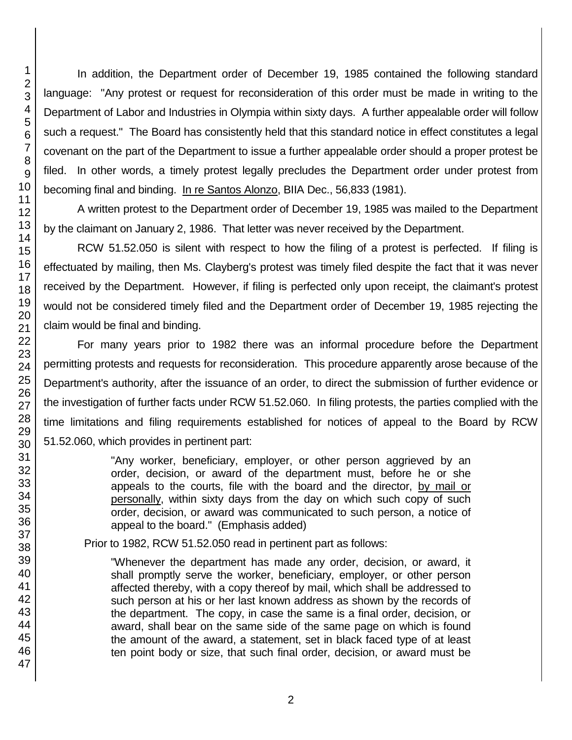In addition, the Department order of December 19, 1985 contained the following standard language: "Any protest or request for reconsideration of this order must be made in writing to the Department of Labor and Industries in Olympia within sixty days. A further appealable order will follow such a request." The Board has consistently held that this standard notice in effect constitutes a legal covenant on the part of the Department to issue a further appealable order should a proper protest be filed. In other words, a timely protest legally precludes the Department order under protest from becoming final and binding. In re Santos Alonzo, BIIA Dec., 56,833 (1981).

A written protest to the Department order of December 19, 1985 was mailed to the Department by the claimant on January 2, 1986. That letter was never received by the Department.

RCW 51.52.050 is silent with respect to how the filing of a protest is perfected. If filing is effectuated by mailing, then Ms. Clayberg's protest was timely filed despite the fact that it was never received by the Department. However, if filing is perfected only upon receipt, the claimant's protest would not be considered timely filed and the Department order of December 19, 1985 rejecting the claim would be final and binding.

For many years prior to 1982 there was an informal procedure before the Department permitting protests and requests for reconsideration. This procedure apparently arose because of the Department's authority, after the issuance of an order, to direct the submission of further evidence or the investigation of further facts under RCW 51.52.060. In filing protests, the parties complied with the time limitations and filing requirements established for notices of appeal to the Board by RCW 51.52.060, which provides in pertinent part:

> "Any worker, beneficiary, employer, or other person aggrieved by an order, decision, or award of the department must, before he or she appeals to the courts, file with the board and the director, by mail or personally, within sixty days from the day on which such copy of such order, decision, or award was communicated to such person, a notice of appeal to the board." (Emphasis added)

Prior to 1982, RCW 51.52.050 read in pertinent part as follows:

> "Whenever the department has made any order, decision, or award, it shall promptly serve the worker, beneficiary, employer, or other person affected thereby, with a copy thereof by mail, which shall be addressed to such person at his or her last known address as shown by the records of the department. The copy, in case the same is a final order, decision, or award, shall bear on the same side of the same page on which is found the amount of the award, a statement, set in black faced type of at least ten point body or size, that such final order, decision, or award must be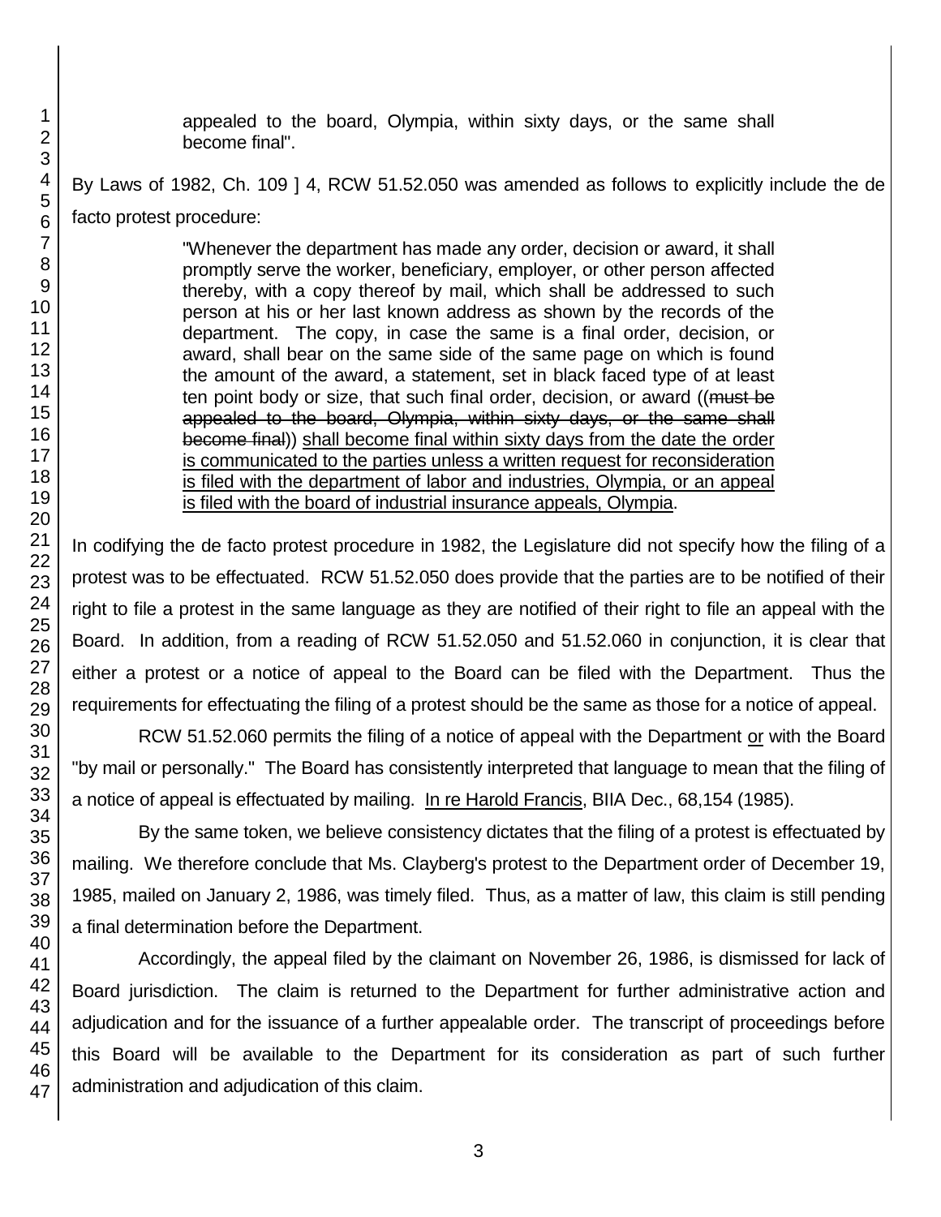appealed to the board, Olympia, within sixty days, or the same shall become final".

By Laws of 1982, Ch. 109 ] 4, RCW 51.52.050 was amended as follows to explicitly include the de facto protest procedure:

> "Whenever the department has made any order, decision or award, it shall promptly serve the worker, beneficiary, employer, or other person affected thereby, with a copy thereof by mail, which shall be addressed to such person at his or her last known address as shown by the records of the department. The copy, in case the same is a final order, decision, or award, shall bear on the same side of the same page on which is found the amount of the award, a statement, set in black faced type of at least ten point body or size, that such final order, decision, or award ((~~must be appealed to the board, Olympia, within sixty days, or the same shall become final~~)) <u>shall become final within sixty days from the date the order is communicated to the parties unless a written request for reconsideration is filed with the department of labor and industries, Olympia, or an appeal is filed with the board of industrial insurance appeals, Olympia</u>.

In codifying the de facto protest procedure in 1982, the Legislature did not specify how the filing of a protest was to be effectuated. RCW 51.52.050 does provide that the parties are to be notified of their right to file a protest in the same language as they are notified of their right to file an appeal with the Board. In addition, from a reading of RCW 51.52.050 and 51.52.060 in conjunction, it is clear that either a protest or a notice of appeal to the Board can be filed with the Department. Thus the requirements for effectuating the filing of a protest should be the same as those for a notice of appeal.

RCW 51.52.060 permits the filing of a notice of appeal with the Department <u>or</u> with the Board "by mail or personally." The Board has consistently interpreted that language to mean that the filing of a notice of appeal is effectuated by mailing. <u>In re Harold Francis</u>, BIIA Dec., 68,154 (1985).

By the same token, we believe consistency dictates that the filing of a protest is effectuated by mailing. We therefore conclude that Ms. Clayberg's protest to the Department order of December 19, 1985, mailed on January 2, 1986, was timely filed. Thus, as a matter of law, this claim is still pending a final determination before the Department.

Accordingly, the appeal filed by the claimant on November 26, 1986, is dismissed for lack of Board jurisdiction. The claim is returned to the Department for further administrative action and adjudication and for the issuance of a further appealable order. The transcript of proceedings before this Board will be available to the Department for its consideration as part of such further administration and adjudication of this claim.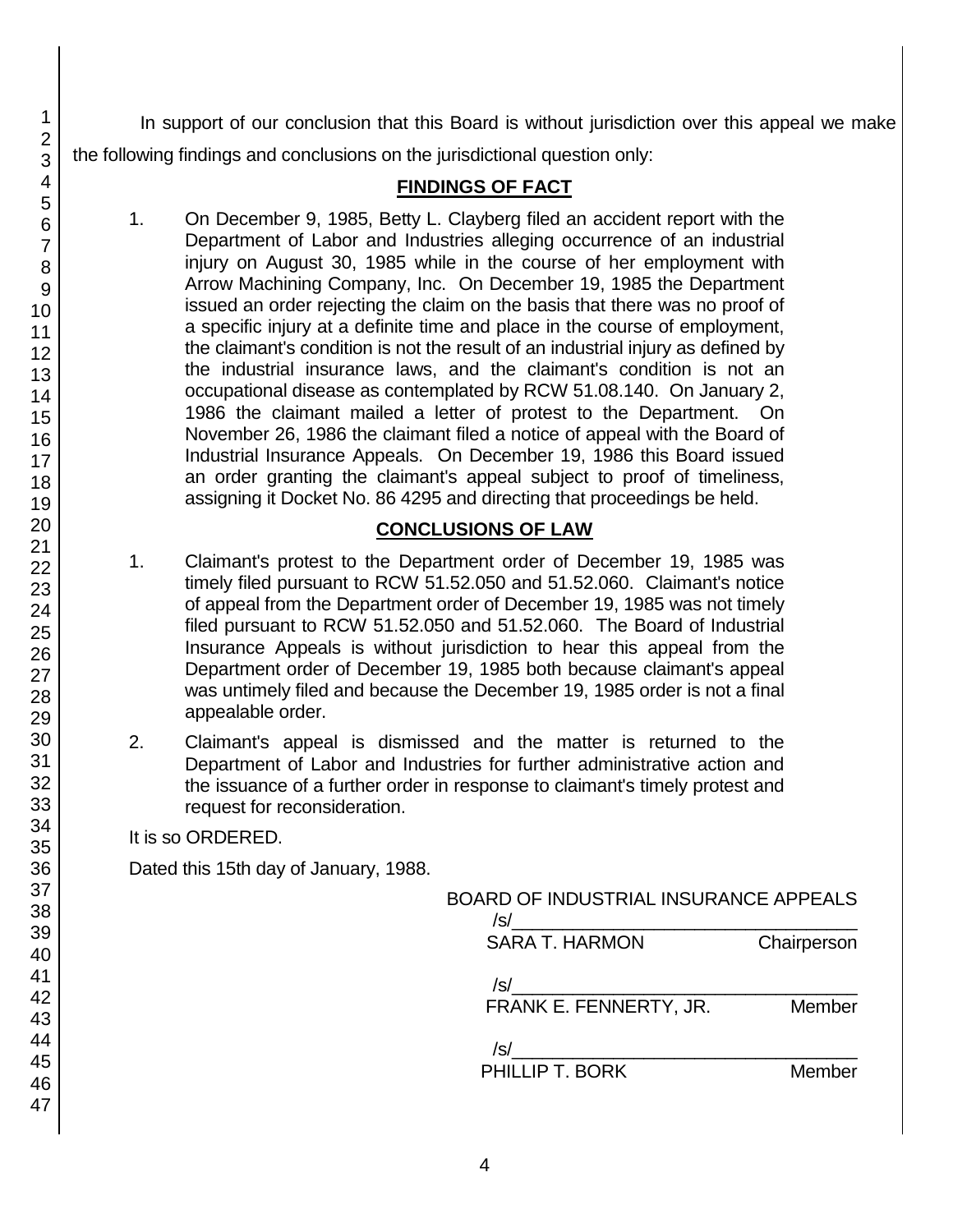In support of our conclusion that this Board is without jurisdiction over this appeal we make the following findings and conclusions on the jurisdictional question only:

## FINDINGS OF FACT

1. On December 9, 1985, Betty L. Clayberg filed an accident report with the Department of Labor and Industries alleging occurrence of an industrial injury on August 30, 1985 while in the course of her employment with Arrow Machining Company, Inc. On December 19, 1985 the Department issued an order rejecting the claim on the basis that there was no proof of a specific injury at a definite time and place in the course of employment, the claimant's condition is not the result of an industrial injury as defined by the industrial insurance laws, and the claimant's condition is not an occupational disease as contemplated by RCW 51.08.140. On January 2, 1986 the claimant mailed a letter of protest to the Department. On November 26, 1986 the claimant filed a notice of appeal with the Board of Industrial Insurance Appeals. On December 19, 1986 this Board issued an order granting the claimant's appeal subject to proof of timeliness, assigning it Docket No. 86 4295 and directing that proceedings be held.

## CONCLUSIONS OF LAW

1. Claimant's protest to the Department order of December 19, 1985 was timely filed pursuant to RCW 51.52.050 and 51.52.060. Claimant's notice of appeal from the Department order of December 19, 1985 was not timely filed pursuant to RCW 51.52.050 and 51.52.060. The Board of Industrial Insurance Appeals is without jurisdiction to hear this appeal from the Department order of December 19, 1985 both because claimant's appeal was untimely filed and because the December 19, 1985 order is not a final appealable order.

2. Claimant's appeal is dismissed and the matter is returned to the Department of Labor and Industries for further administrative action and the issuance of a further order in response to claimant's timely protest and request for reconsideration.

It is so ORDERED.

Dated this 15th day of January, 1988.

BOARD OF INDUSTRIAL INSURANCE APPEALS

/s/
SARA T. HARMON Chairperson

/s/
FRANK E. FENNERTY, JR. Member

/s/
PHILLIP T. BORK Member